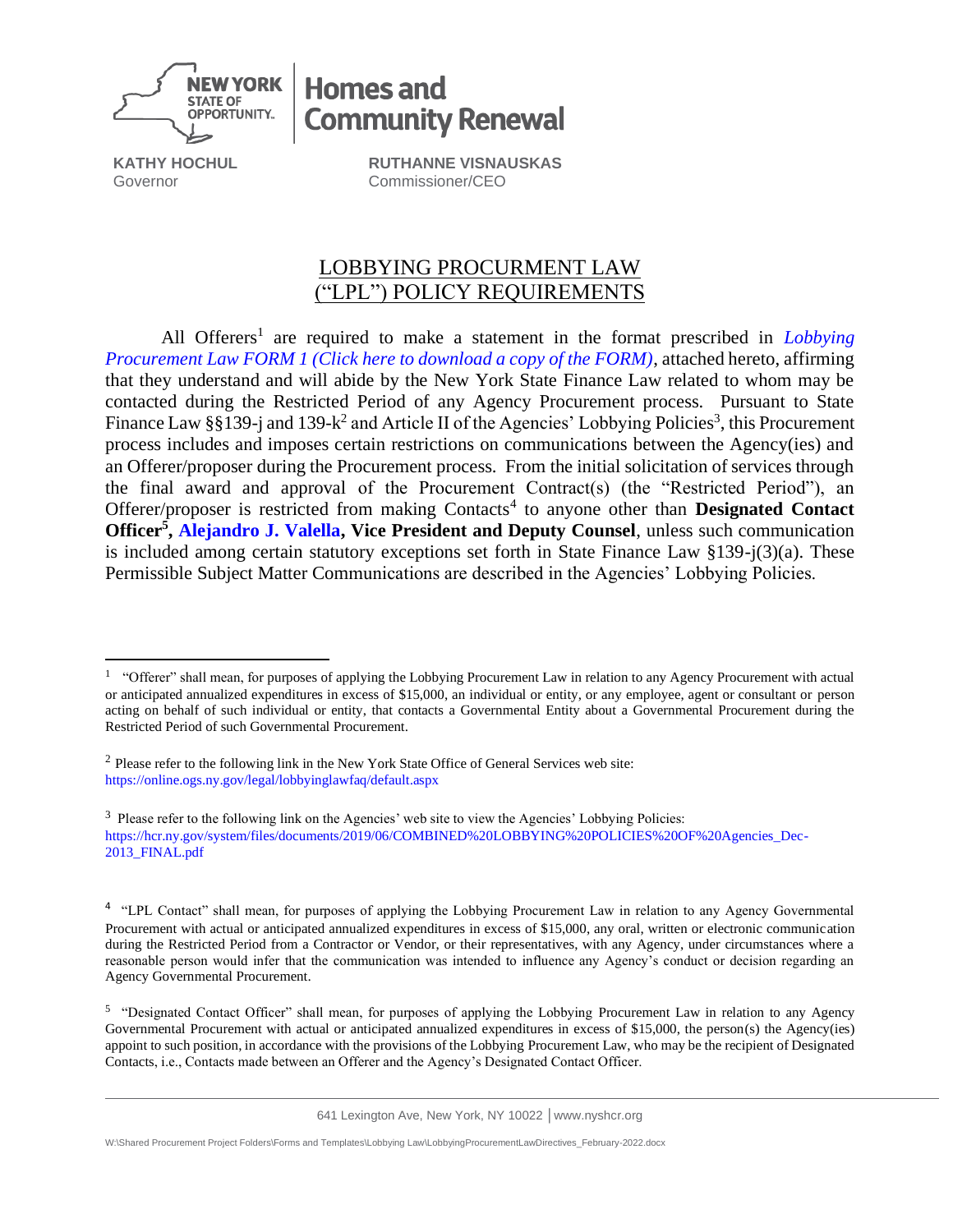NEW YORK STATE OF OPPORTUNITY. | Homes and Community Renewal

**KATHY HOCHUL**
Governor

**RUTHANNE VISNAUSKAS**
Commissioner/CEO

# LOBBYING PROCURMENT LAW ("LPL") POLICY REQUIREMENTS

All Offerers[1] are required to make a statement in the format prescribed in *Lobbying Procurement Law FORM 1 (Click here to download a copy of the FORM)*, attached hereto, affirming that they understand and will abide by the New York State Finance Law related to whom may be contacted during the Restricted Period of any Agency Procurement process. Pursuant to State Finance Law §§139-j and 139-k[2] and Article II of the Agencies' Lobbying Policies[3], this Procurement process includes and imposes certain restrictions on communications between the Agency(ies) and an Offerer/proposer during the Procurement process. From the initial solicitation of services through the final award and approval of the Procurement Contract(s) (the "Restricted Period"), an Offerer/proposer is restricted from making Contacts[4] to anyone other than **Designated Contact Officer[5], Alejandro J. Valella, Vice President and Deputy Counsel**, unless such communication is included among certain statutory exceptions set forth in State Finance Law §139-j(3)(a). These Permissible Subject Matter Communications are described in the Agencies' Lobbying Policies.

---

[1] "Offerer" shall mean, for purposes of applying the Lobbying Procurement Law in relation to any Agency Procurement with actual or anticipated annualized expenditures in excess of $15,000, an individual or entity, or any employee, agent or consultant or person acting on behalf of such individual or entity, that contacts a Governmental Entity about a Governmental Procurement during the Restricted Period of such Governmental Procurement.

[2] Please refer to the following link in the New York State Office of General Services web site: https://online.ogs.ny.gov/legal/lobbyinglawfaq/default.aspx

[3] Please refer to the following link on the Agencies' web site to view the Agencies' Lobbying Policies: https://hcr.ny.gov/system/files/documents/2019/06/COMBINED%20LOBBYING%20POLICIES%20OF%20Agencies_Dec-2013_FINAL.pdf

[4] "LPL Contact" shall mean, for purposes of applying the Lobbying Procurement Law in relation to any Agency Governmental Procurement with actual or anticipated annualized expenditures in excess of $15,000, any oral, written or electronic communication during the Restricted Period from a Contractor or Vendor, or their representatives, with any Agency, under circumstances where a reasonable person would infer that the communication was intended to influence any Agency's conduct or decision regarding an Agency Governmental Procurement.

[5] "Designated Contact Officer" shall mean, for purposes of applying the Lobbying Procurement Law in relation to any Agency Governmental Procurement with actual or anticipated annualized expenditures in excess of $15,000, the person(s) the Agency(ies) appoint to such position, in accordance with the provisions of the Lobbying Procurement Law, who may be the recipient of Designated Contacts, i.e., Contacts made between an Offerer and the Agency's Designated Contact Officer.

641 Lexington Ave, New York, NY 10022 | www.nyshcr.org

W:\Shared Procurement Project Folders\Forms and Templates\Lobbying Law\LobbyingProcurementLawDirectives_February-2022.docx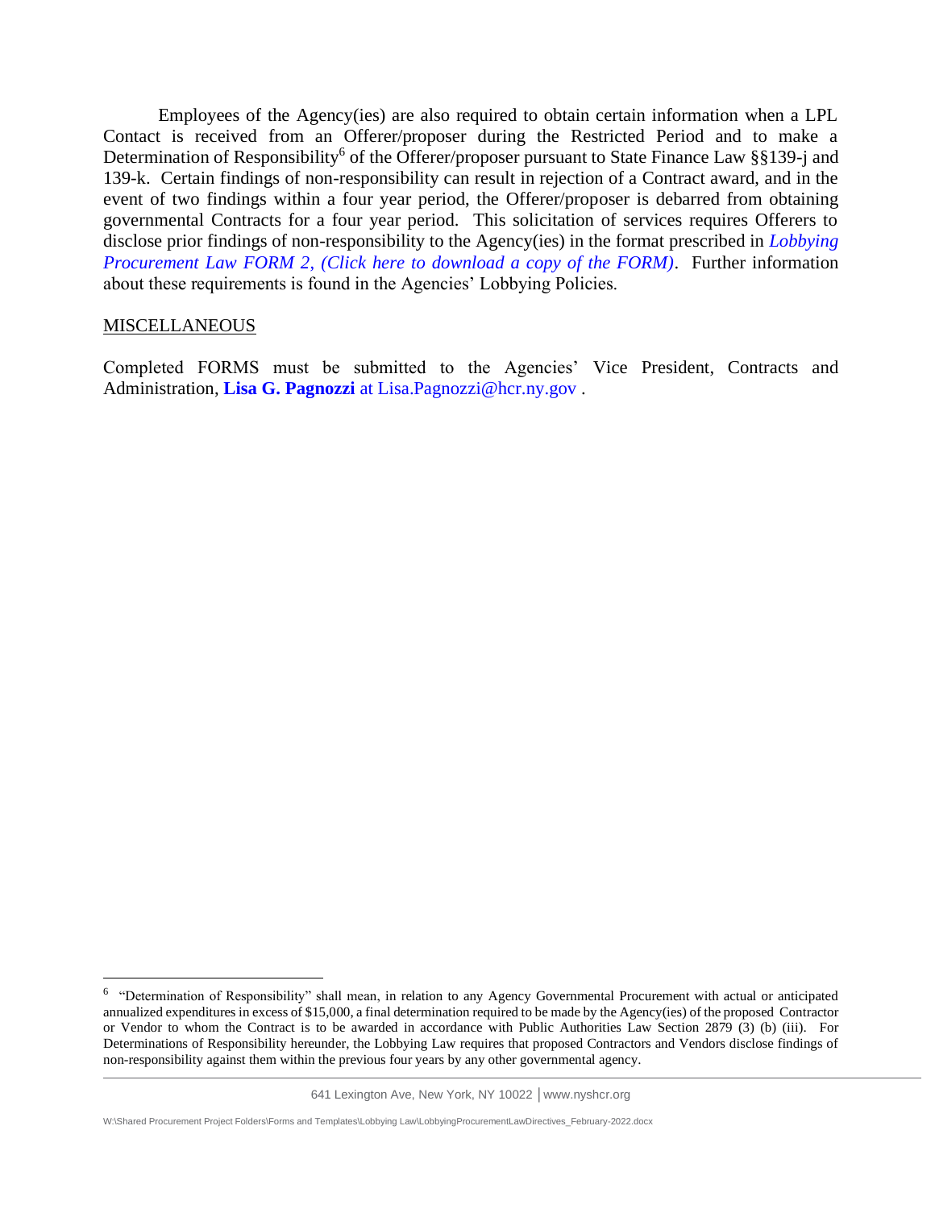Employees of the Agency(ies) are also required to obtain certain information when a LPL Contact is received from an Offerer/proposer during the Restricted Period and to make a Determination of Responsibility[6] of the Offerer/proposer pursuant to State Finance Law §§139-j and 139-k. Certain findings of non-responsibility can result in rejection of a Contract award, and in the event of two findings within a four year period, the Offerer/proposer is debarred from obtaining governmental Contracts for a four year period. This solicitation of services requires Offerers to disclose prior findings of non-responsibility to the Agency(ies) in the format prescribed in *Lobbying Procurement Law FORM 2, (Click here to download a copy of the FORM)*. Further information about these requirements is found in the Agencies' Lobbying Policies.

## MISCELLANEOUS

Completed FORMS must be submitted to the Agencies' Vice President, Contracts and Administration, **Lisa G. Pagnozzi** at Lisa.Pagnozzi@hcr.ny.gov .

---

[6] "Determination of Responsibility" shall mean, in relation to any Agency Governmental Procurement with actual or anticipated annualized expenditures in excess of $15,000, a final determination required to be made by the Agency(ies) of the proposed Contractor or Vendor to whom the Contract is to be awarded in accordance with Public Authorities Law Section 2879 (3) (b) (iii). For Determinations of Responsibility hereunder, the Lobbying Law requires that proposed Contractors and Vendors disclose findings of non-responsibility against them within the previous four years by any other governmental agency.